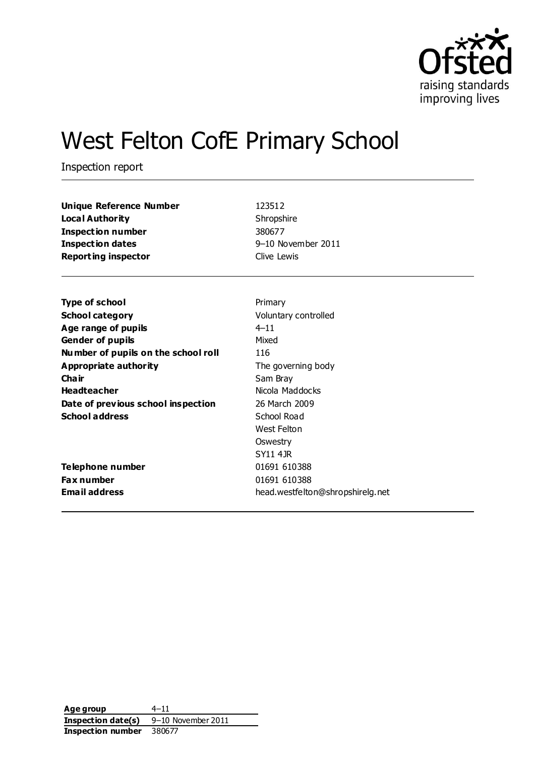# West Felton CofE Primary School

Inspection report

| | |
|---|---|
| **Unique Reference Number** | 123512 |
| **Local Authority** | Shropshire |
| **Inspection number** | 380677 |
| **Inspection dates** | 9–10 November 2011 |
| **Reporting inspector** | Clive Lewis |

| | |
|---|---|
| **Type of school** | Primary |
| **School category** | Voluntary controlled |
| **Age range of pupils** | 4–11 |
| **Gender of pupils** | Mixed |
| **Number of pupils on the school roll** | 116 |
| **Appropriate authority** | The governing body |
| **Chair** | Sam Bray |
| **Headteacher** | Nicola Maddocks |
| **Date of previous school inspection** | 26 March 2009 |
| **School address** | School Road<br>West Felton<br>Oswestry<br>SY11 4JR |
| **Telephone number** | 01691 610388 |
| **Fax number** | 01691 610388 |
| **Email address** | head.westfelton@shropshirelg.net |

| | |
|---|---|
| **Age group** | 4–11 |
| **Inspection date(s)** | 9–10 November 2011 |
| **Inspection number** | 380677 |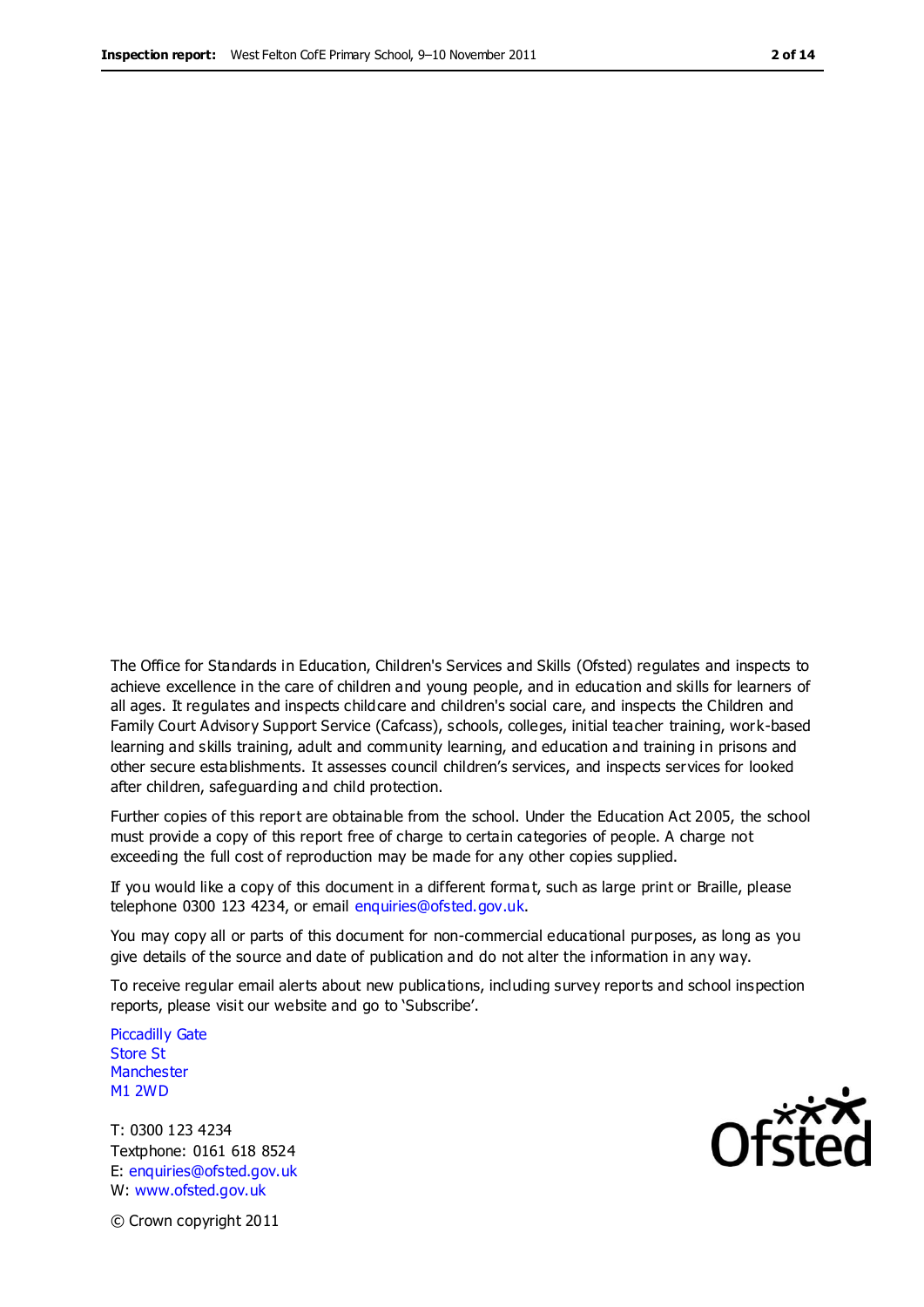The Office for Standards in Education, Children's Services and Skills (Ofsted) regulates and inspects to achieve excellence in the care of children and young people, and in education and skills for learners of all ages. It regulates and inspects childcare and children's social care, and inspects the Children and Family Court Advisory Support Service (Cafcass), schools, colleges, initial teacher training, work-based learning and skills training, adult and community learning, and education and training in prisons and other secure establishments. It assesses council children's services, and inspects services for looked after children, safeguarding and child protection.

Further copies of this report are obtainable from the school. Under the Education Act 2005, the school must provide a copy of this report free of charge to certain categories of people. A charge not exceeding the full cost of reproduction may be made for any other copies supplied.

If you would like a copy of this document in a different format, such as large print or Braille, please telephone 0300 123 4234, or email enquiries@ofsted.gov.uk.

You may copy all or parts of this document for non-commercial educational purposes, as long as you give details of the source and date of publication and do not alter the information in any way.

To receive regular email alerts about new publications, including survey reports and school inspection reports, please visit our website and go to 'Subscribe'.

Piccadilly Gate
Store St
Manchester
M1 2WD

T: 0300 123 4234
Textphone: 0161 618 8524
E: enquiries@ofsted.gov.uk
W: www.ofsted.gov.uk

© Crown copyright 2011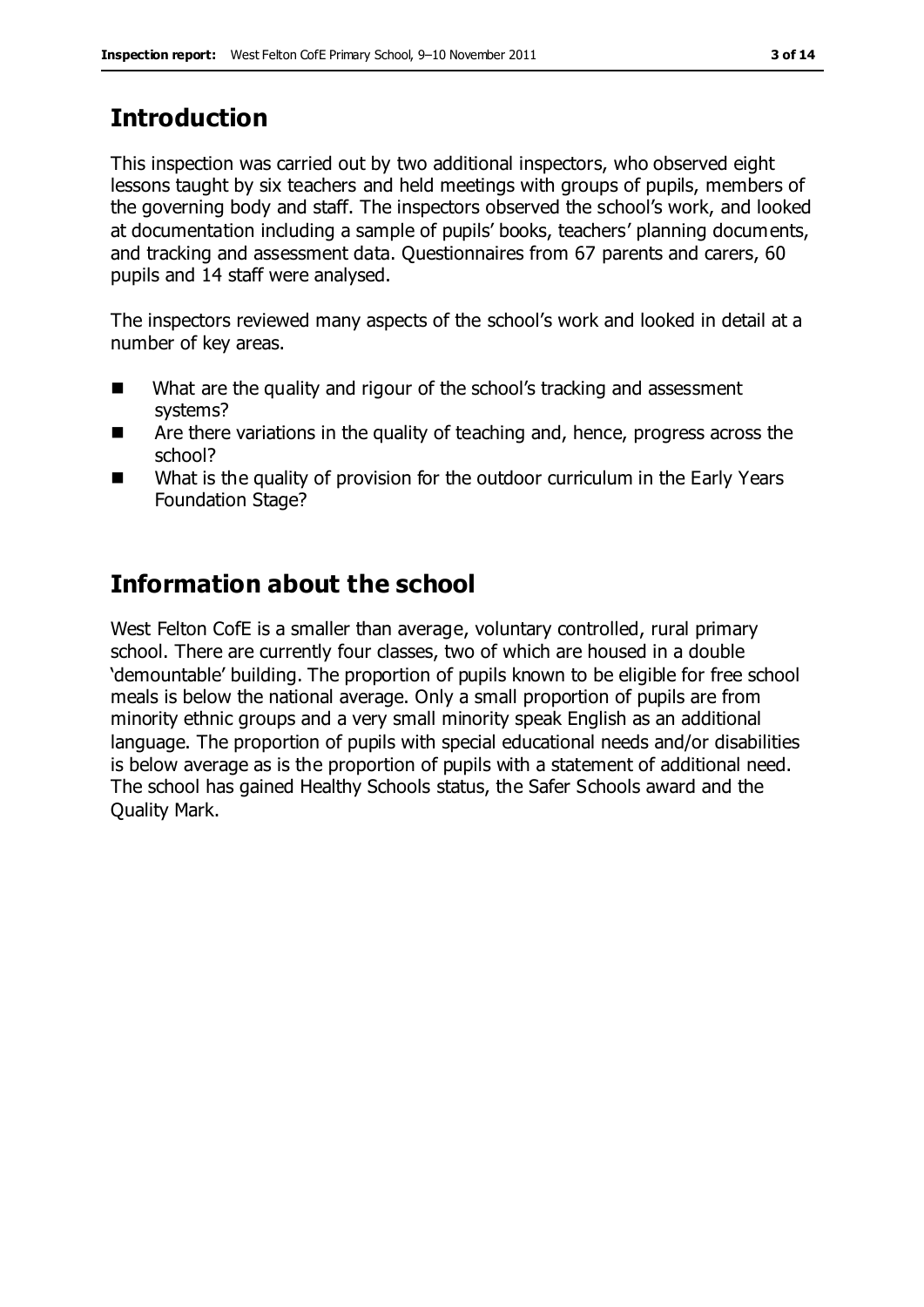## Introduction

This inspection was carried out by two additional inspectors, who observed eight lessons taught by six teachers and held meetings with groups of pupils, members of the governing body and staff. The inspectors observed the school's work, and looked at documentation including a sample of pupils' books, teachers' planning documents, and tracking and assessment data. Questionnaires from 67 parents and carers, 60 pupils and 14 staff were analysed.

The inspectors reviewed many aspects of the school's work and looked in detail at a number of key areas.

- What are the quality and rigour of the school's tracking and assessment systems?
- Are there variations in the quality of teaching and, hence, progress across the school?
- What is the quality of provision for the outdoor curriculum in the Early Years Foundation Stage?

## Information about the school

West Felton CofE is a smaller than average, voluntary controlled, rural primary school. There are currently four classes, two of which are housed in a double 'demountable' building. The proportion of pupils known to be eligible for free school meals is below the national average. Only a small proportion of pupils are from minority ethnic groups and a very small minority speak English as an additional language. The proportion of pupils with special educational needs and/or disabilities is below average as is the proportion of pupils with a statement of additional need. The school has gained Healthy Schools status, the Safer Schools award and the Quality Mark.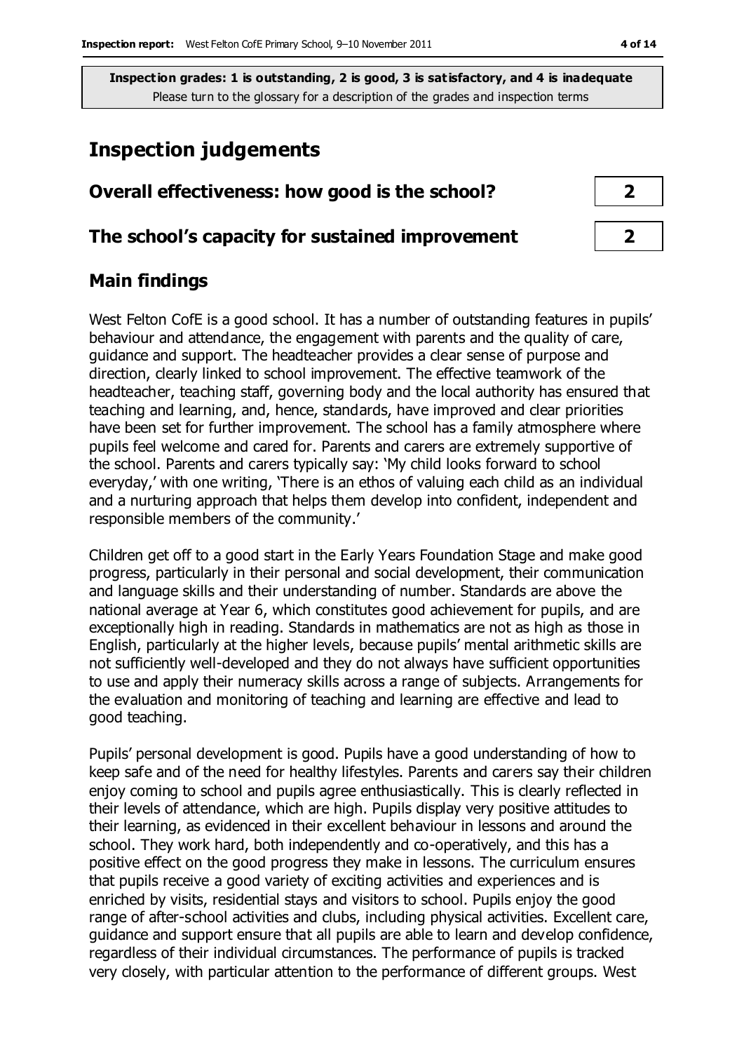**Inspection grades: 1 is outstanding, 2 is good, 3 is satisfactory, and 4 is inadequate**
Please turn to the glossary for a description of the grades and inspection terms

# Inspection judgements

## Overall effectiveness: how good is the school? 2

## The school's capacity for sustained improvement 2

## Main findings

West Felton CofE is a good school. It has a number of outstanding features in pupils' behaviour and attendance, the engagement with parents and the quality of care, guidance and support. The headteacher provides a clear sense of purpose and direction, clearly linked to school improvement. The effective teamwork of the headteacher, teaching staff, governing body and the local authority has ensured that teaching and learning, and, hence, standards, have improved and clear priorities have been set for further improvement. The school has a family atmosphere where pupils feel welcome and cared for. Parents and carers are extremely supportive of the school. Parents and carers typically say: 'My child looks forward to school everyday,' with one writing, 'There is an ethos of valuing each child as an individual and a nurturing approach that helps them develop into confident, independent and responsible members of the community.'

Children get off to a good start in the Early Years Foundation Stage and make good progress, particularly in their personal and social development, their communication and language skills and their understanding of number. Standards are above the national average at Year 6, which constitutes good achievement for pupils, and are exceptionally high in reading. Standards in mathematics are not as high as those in English, particularly at the higher levels, because pupils' mental arithmetic skills are not sufficiently well-developed and they do not always have sufficient opportunities to use and apply their numeracy skills across a range of subjects. Arrangements for the evaluation and monitoring of teaching and learning are effective and lead to good teaching.

Pupils' personal development is good. Pupils have a good understanding of how to keep safe and of the need for healthy lifestyles. Parents and carers say their children enjoy coming to school and pupils agree enthusiastically. This is clearly reflected in their levels of attendance, which are high. Pupils display very positive attitudes to their learning, as evidenced in their excellent behaviour in lessons and around the school. They work hard, both independently and co-operatively, and this has a positive effect on the good progress they make in lessons. The curriculum ensures that pupils receive a good variety of exciting activities and experiences and is enriched by visits, residential stays and visitors to school. Pupils enjoy the good range of after-school activities and clubs, including physical activities. Excellent care, guidance and support ensure that all pupils are able to learn and develop confidence, regardless of their individual circumstances. The performance of pupils is tracked very closely, with particular attention to the performance of different groups. West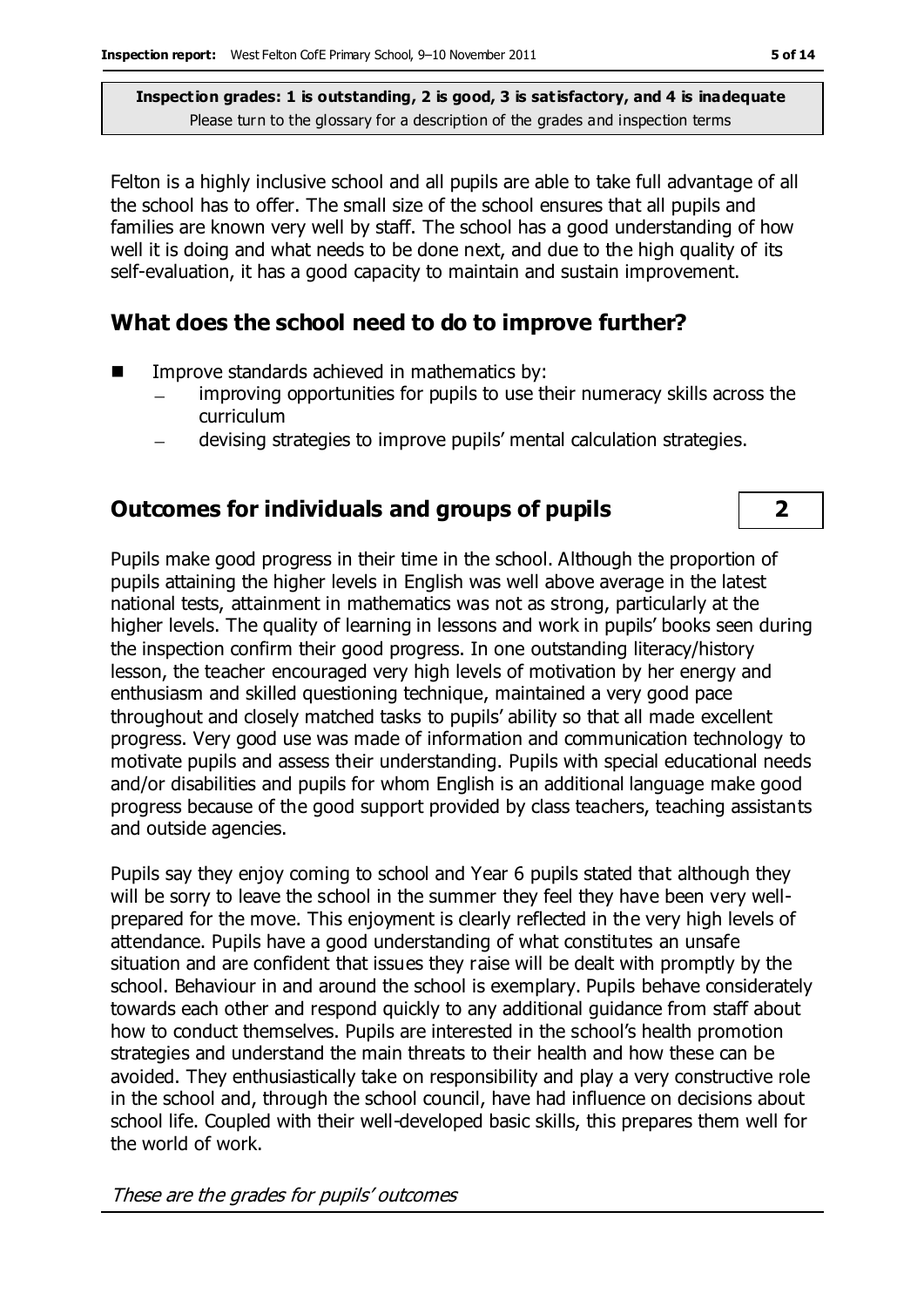**Inspection grades: 1 is outstanding, 2 is good, 3 is satisfactory, and 4 is inadequate**
Please turn to the glossary for a description of the grades and inspection terms

Felton is a highly inclusive school and all pupils are able to take full advantage of all the school has to offer. The small size of the school ensures that all pupils and families are known very well by staff. The school has a good understanding of how well it is doing and what needs to be done next, and due to the high quality of its self-evaluation, it has a good capacity to maintain and sustain improvement.

## What does the school need to do to improve further?

- Improve standards achieved in mathematics by:
  - improving opportunities for pupils to use their numeracy skills across the curriculum
  - devising strategies to improve pupils' mental calculation strategies.

## Outcomes for individuals and groups of pupils — 2

Pupils make good progress in their time in the school. Although the proportion of pupils attaining the higher levels in English was well above average in the latest national tests, attainment in mathematics was not as strong, particularly at the higher levels. The quality of learning in lessons and work in pupils' books seen during the inspection confirm their good progress. In one outstanding literacy/history lesson, the teacher encouraged very high levels of motivation by her energy and enthusiasm and skilled questioning technique, maintained a very good pace throughout and closely matched tasks to pupils' ability so that all made excellent progress. Very good use was made of information and communication technology to motivate pupils and assess their understanding. Pupils with special educational needs and/or disabilities and pupils for whom English is an additional language make good progress because of the good support provided by class teachers, teaching assistants and outside agencies.

Pupils say they enjoy coming to school and Year 6 pupils stated that although they will be sorry to leave the school in the summer they feel they have been very well-prepared for the move. This enjoyment is clearly reflected in the very high levels of attendance. Pupils have a good understanding of what constitutes an unsafe situation and are confident that issues they raise will be dealt with promptly by the school. Behaviour in and around the school is exemplary. Pupils behave considerately towards each other and respond quickly to any additional guidance from staff about how to conduct themselves. Pupils are interested in the school's health promotion strategies and understand the main threats to their health and how these can be avoided. They enthusiastically take on responsibility and play a very constructive role in the school and, through the school council, have had influence on decisions about school life. Coupled with their well-developed basic skills, this prepares them well for the world of work.

*These are the grades for pupils' outcomes*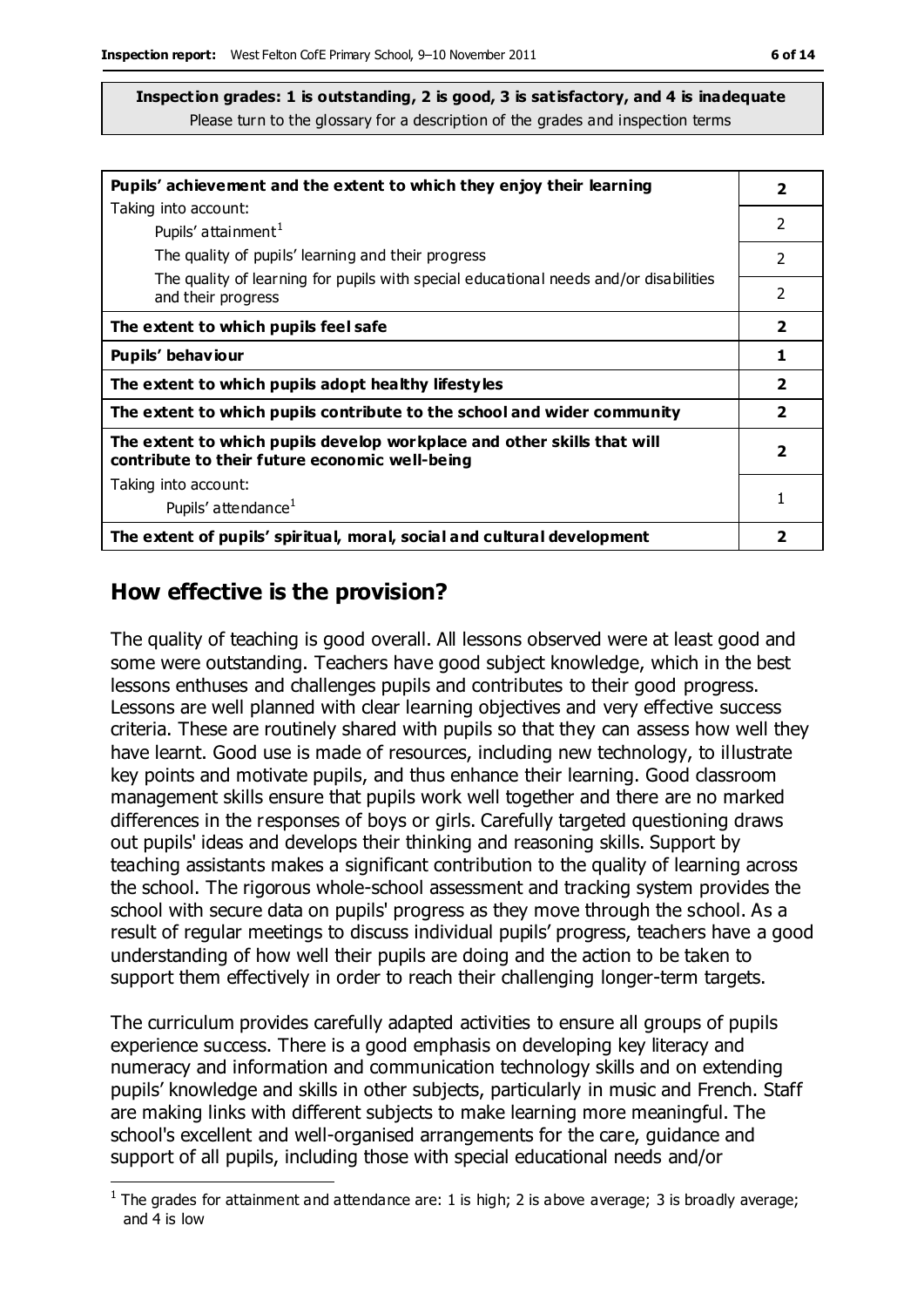**Inspection grades: 1 is outstanding, 2 is good, 3 is satisfactory, and 4 is inadequate**
Please turn to the glossary for a description of the grades and inspection terms

| | |
|---|---|
| **Pupils' achievement and the extent to which they enjoy their learning** | **2** |
| Taking into account:<br>Pupils' attainment[1] | 2 |
| The quality of pupils' learning and their progress | 2 |
| The quality of learning for pupils with special educational needs and/or disabilities and their progress | 2 |
| **The extent to which pupils feel safe** | **2** |
| **Pupils' behaviour** | **1** |
| **The extent to which pupils adopt healthy lifestyles** | **2** |
| **The extent to which pupils contribute to the school and wider community** | **2** |
| **The extent to which pupils develop workplace and other skills that will contribute to their future economic well-being** | **2** |
| Taking into account:<br>Pupils' attendance[1] | 1 |
| **The extent of pupils' spiritual, moral, social and cultural development** | **2** |

## How effective is the provision?

The quality of teaching is good overall. All lessons observed were at least good and some were outstanding. Teachers have good subject knowledge, which in the best lessons enthuses and challenges pupils and contributes to their good progress. Lessons are well planned with clear learning objectives and very effective success criteria. These are routinely shared with pupils so that they can assess how well they have learnt. Good use is made of resources, including new technology, to illustrate key points and motivate pupils, and thus enhance their learning. Good classroom management skills ensure that pupils work well together and there are no marked differences in the responses of boys or girls. Carefully targeted questioning draws out pupils' ideas and develops their thinking and reasoning skills. Support by teaching assistants makes a significant contribution to the quality of learning across the school. The rigorous whole-school assessment and tracking system provides the school with secure data on pupils' progress as they move through the school. As a result of regular meetings to discuss individual pupils' progress, teachers have a good understanding of how well their pupils are doing and the action to be taken to support them effectively in order to reach their challenging longer-term targets.

The curriculum provides carefully adapted activities to ensure all groups of pupils experience success. There is a good emphasis on developing key literacy and numeracy and information and communication technology skills and on extending pupils' knowledge and skills in other subjects, particularly in music and French. Staff are making links with different subjects to make learning more meaningful. The school's excellent and well-organised arrangements for the care, guidance and support of all pupils, including those with special educational needs and/or

[1] The grades for attainment and attendance are: 1 is high; 2 is above average; 3 is broadly average; and 4 is low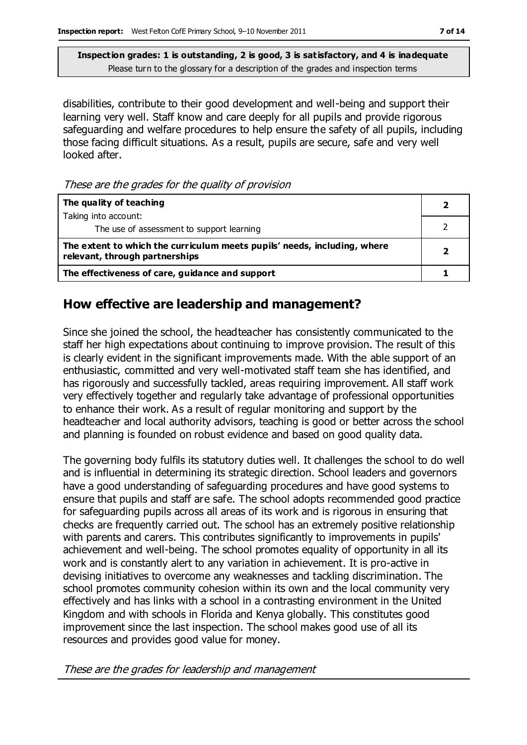**Inspection grades: 1 is outstanding, 2 is good, 3 is satisfactory, and 4 is inadequate**
Please turn to the glossary for a description of the grades and inspection terms

disabilities, contribute to their good development and well-being and support their learning very well. Staff know and care deeply for all pupils and provide rigorous safeguarding and welfare procedures to help ensure the safety of all pupils, including those facing difficult situations. As a result, pupils are secure, safe and very well looked after.

*These are the grades for the quality of provision*

| | |
|---|---|
| **The quality of teaching**<br>Taking into account: | **2** |
| The use of assessment to support learning | 2 |
| **The extent to which the curriculum meets pupils' needs, including, where relevant, through partnerships** | **2** |
| **The effectiveness of care, guidance and support** | **1** |

## How effective are leadership and management?

Since she joined the school, the headteacher has consistently communicated to the staff her high expectations about continuing to improve provision. The result of this is clearly evident in the significant improvements made. With the able support of an enthusiastic, committed and very well-motivated staff team she has identified, and has rigorously and successfully tackled, areas requiring improvement. All staff work very effectively together and regularly take advantage of professional opportunities to enhance their work. As a result of regular monitoring and support by the headteacher and local authority advisors, teaching is good or better across the school and planning is founded on robust evidence and based on good quality data.

The governing body fulfils its statutory duties well. It challenges the school to do well and is influential in determining its strategic direction. School leaders and governors have a good understanding of safeguarding procedures and have good systems to ensure that pupils and staff are safe. The school adopts recommended good practice for safeguarding pupils across all areas of its work and is rigorous in ensuring that checks are frequently carried out. The school has an extremely positive relationship with parents and carers. This contributes significantly to improvements in pupils' achievement and well-being. The school promotes equality of opportunity in all its work and is constantly alert to any variation in achievement. It is pro-active in devising initiatives to overcome any weaknesses and tackling discrimination. The school promotes community cohesion within its own and the local community very effectively and has links with a school in a contrasting environment in the United Kingdom and with schools in Florida and Kenya globally. This constitutes good improvement since the last inspection. The school makes good use of all its resources and provides good value for money.

*These are the grades for leadership and management*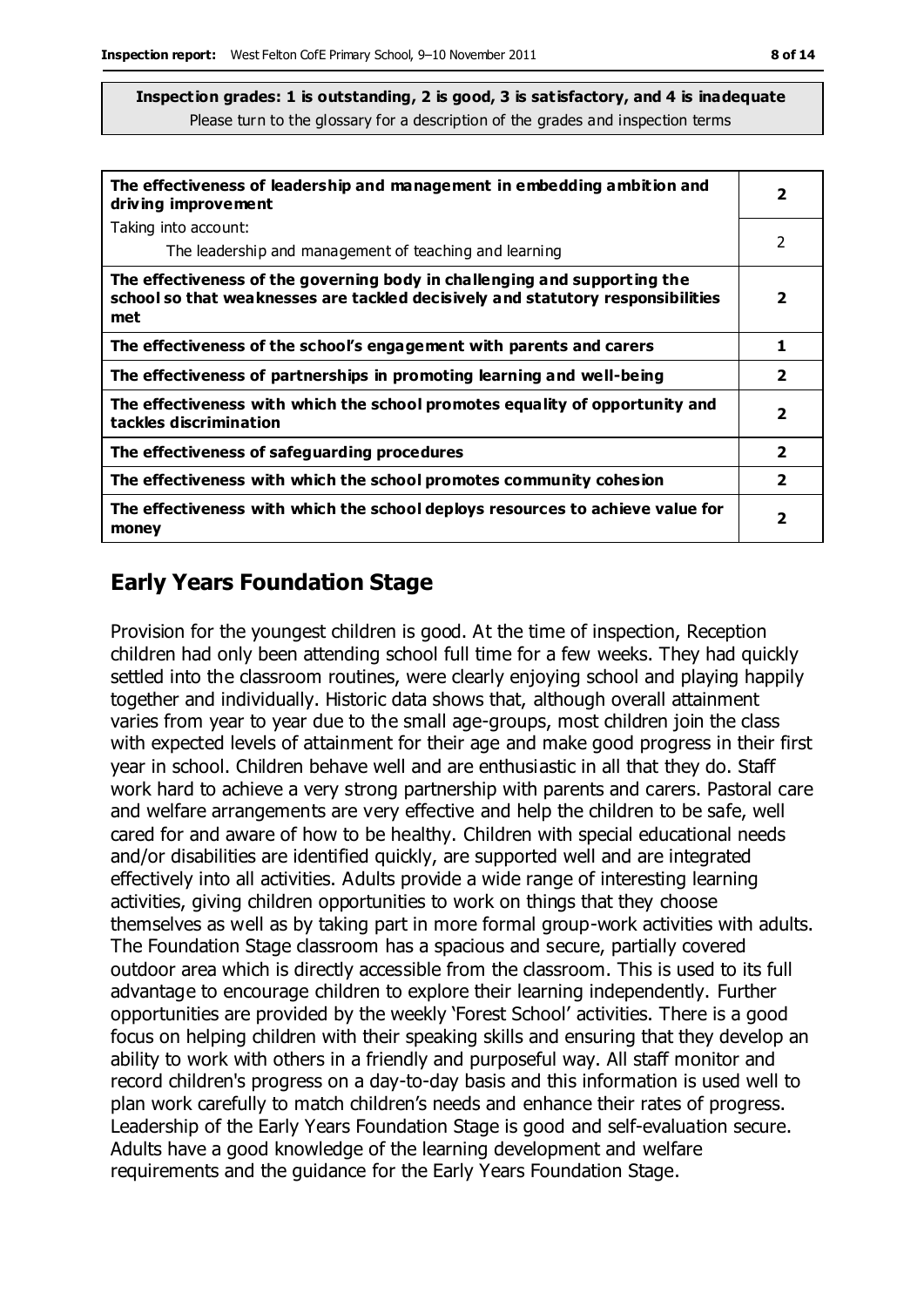**Inspection grades: 1 is outstanding, 2 is good, 3 is satisfactory, and 4 is inadequate**
Please turn to the glossary for a description of the grades and inspection terms

| | |
|---|---|
| **The effectiveness of leadership and management in embedding ambition and driving improvement** | **2** |
| Taking into account:<br>The leadership and management of teaching and learning | 2 |
| **The effectiveness of the governing body in challenging and supporting the school so that weaknesses are tackled decisively and statutory responsibilities met** | **2** |
| **The effectiveness of the school's engagement with parents and carers** | **1** |
| **The effectiveness of partnerships in promoting learning and well-being** | **2** |
| **The effectiveness with which the school promotes equality of opportunity and tackles discrimination** | **2** |
| **The effectiveness of safeguarding procedures** | **2** |
| **The effectiveness with which the school promotes community cohesion** | **2** |
| **The effectiveness with which the school deploys resources to achieve value for money** | **2** |

## Early Years Foundation Stage

Provision for the youngest children is good. At the time of inspection, Reception children had only been attending school full time for a few weeks. They had quickly settled into the classroom routines, were clearly enjoying school and playing happily together and individually. Historic data shows that, although overall attainment varies from year to year due to the small age-groups, most children join the class with expected levels of attainment for their age and make good progress in their first year in school. Children behave well and are enthusiastic in all that they do. Staff work hard to achieve a very strong partnership with parents and carers. Pastoral care and welfare arrangements are very effective and help the children to be safe, well cared for and aware of how to be healthy. Children with special educational needs and/or disabilities are identified quickly, are supported well and are integrated effectively into all activities. Adults provide a wide range of interesting learning activities, giving children opportunities to work on things that they choose themselves as well as by taking part in more formal group-work activities with adults. The Foundation Stage classroom has a spacious and secure, partially covered outdoor area which is directly accessible from the classroom. This is used to its full advantage to encourage children to explore their learning independently. Further opportunities are provided by the weekly 'Forest School' activities. There is a good focus on helping children with their speaking skills and ensuring that they develop an ability to work with others in a friendly and purposeful way. All staff monitor and record children's progress on a day-to-day basis and this information is used well to plan work carefully to match children's needs and enhance their rates of progress. Leadership of the Early Years Foundation Stage is good and self-evaluation secure. Adults have a good knowledge of the learning development and welfare requirements and the guidance for the Early Years Foundation Stage.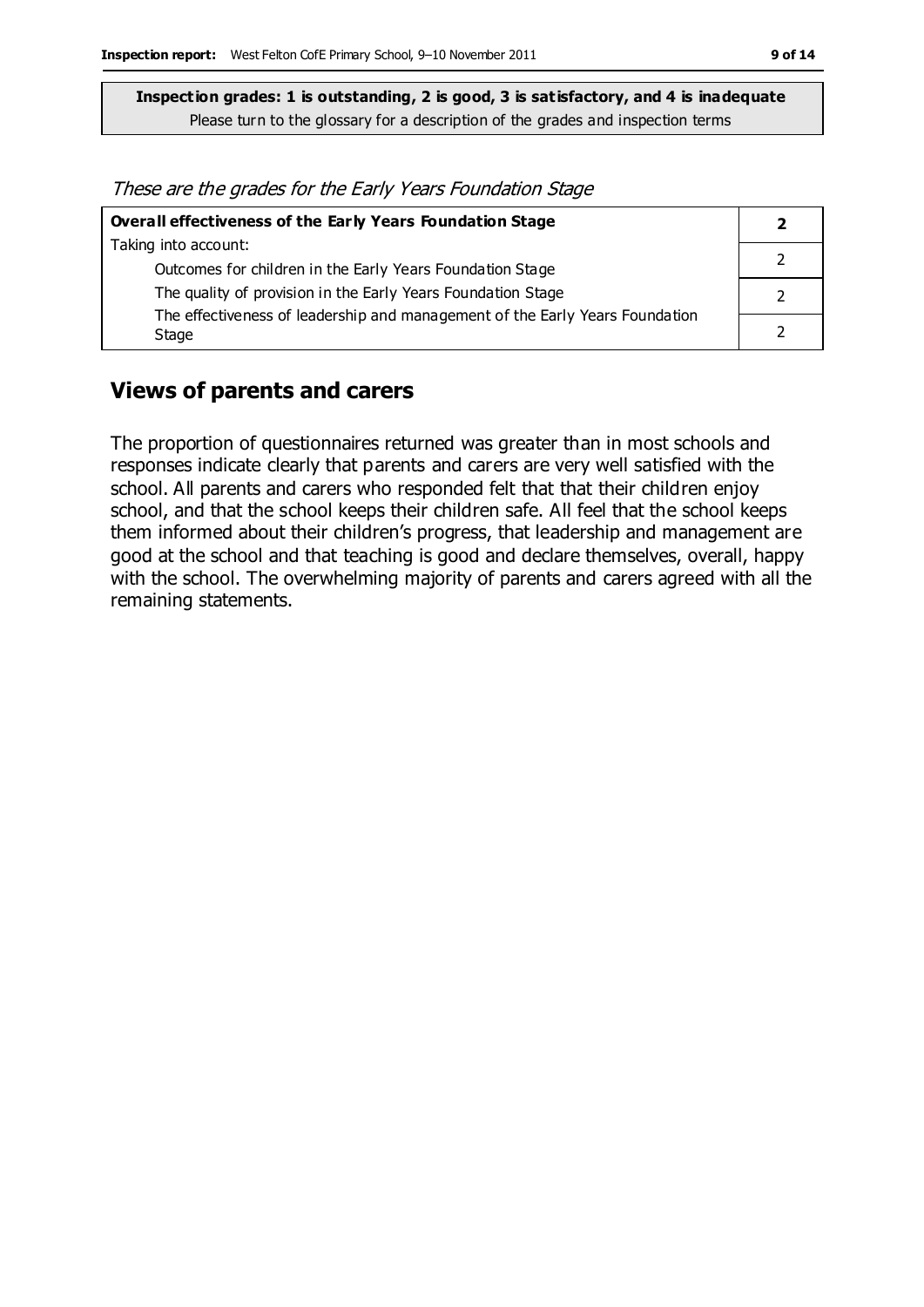**Inspection grades: 1 is outstanding, 2 is good, 3 is satisfactory, and 4 is inadequate**
Please turn to the glossary for a description of the grades and inspection terms

*These are the grades for the Early Years Foundation Stage*

| **Overall effectiveness of the Early Years Foundation Stage** | **2** |
|---|---|
| Taking into account: | |
| Outcomes for children in the Early Years Foundation Stage | 2 |
| The quality of provision in the Early Years Foundation Stage | 2 |
| The effectiveness of leadership and management of the Early Years Foundation Stage | 2 |

## Views of parents and carers

The proportion of questionnaires returned was greater than in most schools and responses indicate clearly that parents and carers are very well satisfied with the school. All parents and carers who responded felt that that their children enjoy school, and that the school keeps their children safe. All feel that the school keeps them informed about their children's progress, that leadership and management are good at the school and that teaching is good and declare themselves, overall, happy with the school. The overwhelming majority of parents and carers agreed with all the remaining statements.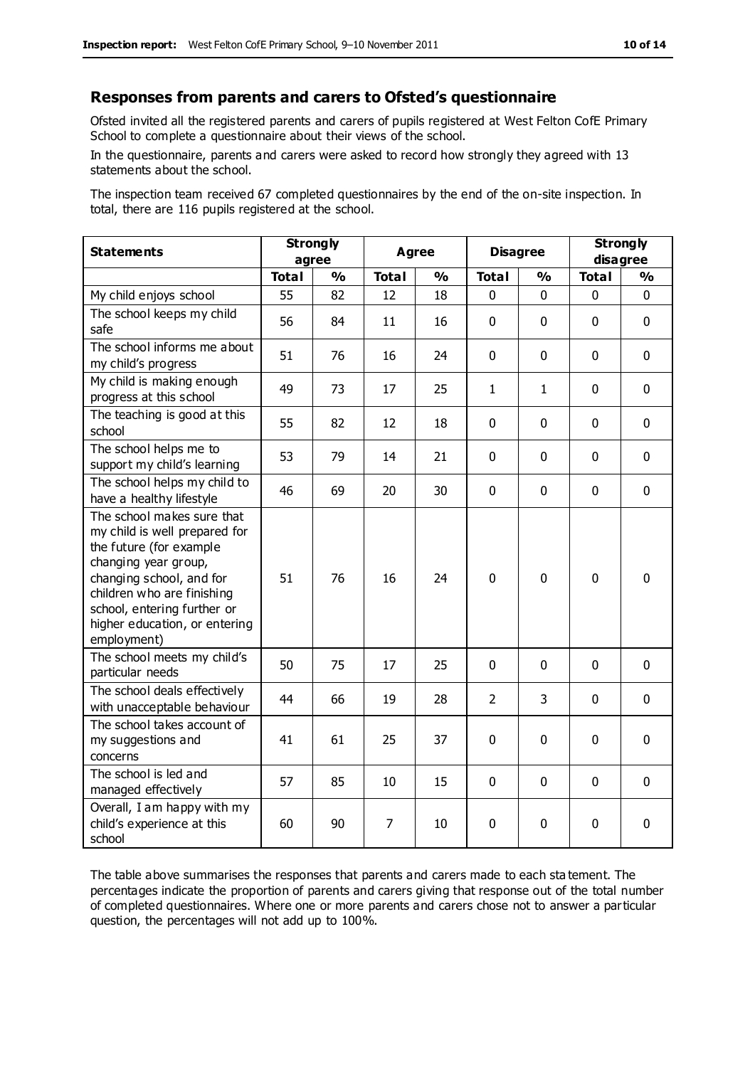## Responses from parents and carers to Ofsted's questionnaire

Ofsted invited all the registered parents and carers of pupils registered at West Felton CofE Primary School to complete a questionnaire about their views of the school.

In the questionnaire, parents and carers were asked to record how strongly they agreed with 13 statements about the school.

The inspection team received 67 completed questionnaires by the end of the on-site inspection. In total, there are 116 pupils registered at the school.

| Statements | Strongly agree | | Agree | | Disagree | | Strongly disagree | |
|---|---|---|---|---|---|---|---|---|
| | Total | % | Total | % | Total | % | Total | % |
| My child enjoys school | 55 | 82 | 12 | 18 | 0 | 0 | 0 | 0 |
| The school keeps my child safe | 56 | 84 | 11 | 16 | 0 | 0 | 0 | 0 |
| The school informs me about my child's progress | 51 | 76 | 16 | 24 | 0 | 0 | 0 | 0 |
| My child is making enough progress at this school | 49 | 73 | 17 | 25 | 1 | 1 | 0 | 0 |
| The teaching is good at this school | 55 | 82 | 12 | 18 | 0 | 0 | 0 | 0 |
| The school helps me to support my child's learning | 53 | 79 | 14 | 21 | 0 | 0 | 0 | 0 |
| The school helps my child to have a healthy lifestyle | 46 | 69 | 20 | 30 | 0 | 0 | 0 | 0 |
| The school makes sure that my child is well prepared for the future (for example changing year group, changing school, and for children who are finishing school, entering further or higher education, or entering employment) | 51 | 76 | 16 | 24 | 0 | 0 | 0 | 0 |
| The school meets my child's particular needs | 50 | 75 | 17 | 25 | 0 | 0 | 0 | 0 |
| The school deals effectively with unacceptable behaviour | 44 | 66 | 19 | 28 | 2 | 3 | 0 | 0 |
| The school takes account of my suggestions and concerns | 41 | 61 | 25 | 37 | 0 | 0 | 0 | 0 |
| The school is led and managed effectively | 57 | 85 | 10 | 15 | 0 | 0 | 0 | 0 |
| Overall, I am happy with my child's experience at this school | 60 | 90 | 7 | 10 | 0 | 0 | 0 | 0 |

The table above summarises the responses that parents and carers made to each statement. The percentages indicate the proportion of parents and carers giving that response out of the total number of completed questionnaires. Where one or more parents and carers chose not to answer a particular question, the percentages will not add up to 100%.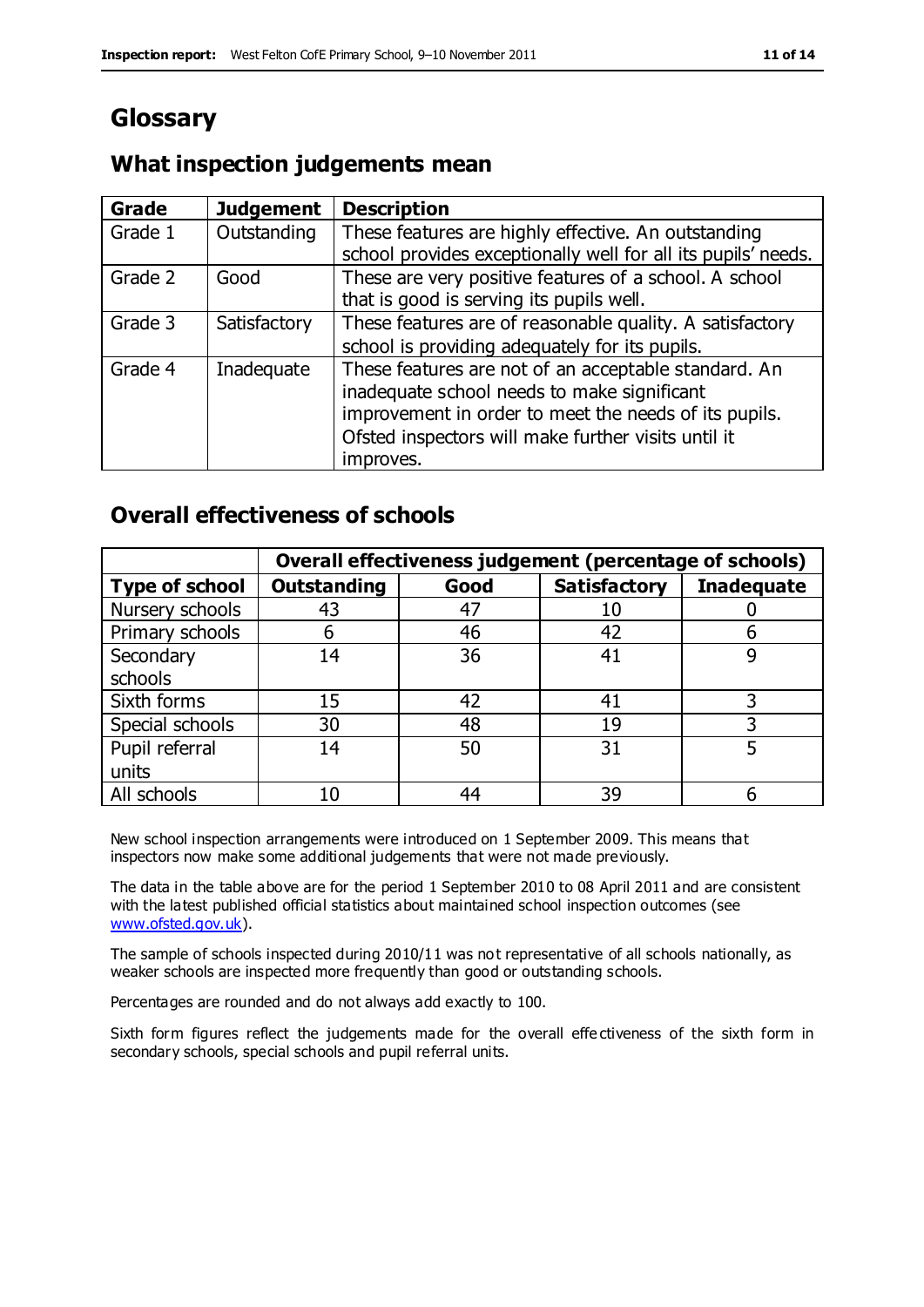# Glossary

## What inspection judgements mean

| Grade | Judgement | Description |
|---|---|---|
| Grade 1 | Outstanding | These features are highly effective. An outstanding school provides exceptionally well for all its pupils' needs. |
| Grade 2 | Good | These are very positive features of a school. A school that is good is serving its pupils well. |
| Grade 3 | Satisfactory | These features are of reasonable quality. A satisfactory school is providing adequately for its pupils. |
| Grade 4 | Inadequate | These features are not of an acceptable standard. An inadequate school needs to make significant improvement in order to meet the needs of its pupils. Ofsted inspectors will make further visits until it improves. |

## Overall effectiveness of schools

| | Overall effectiveness judgement (percentage of schools) | | | |
|---|---|---|---|---|
| **Type of school** | **Outstanding** | **Good** | **Satisfactory** | **Inadequate** |
| Nursery schools | 43 | 47 | 10 | 0 |
| Primary schools | 6 | 46 | 42 | 6 |
| Secondary schools | 14 | 36 | 41 | 9 |
| Sixth forms | 15 | 42 | 41 | 3 |
| Special schools | 30 | 48 | 19 | 3 |
| Pupil referral units | 14 | 50 | 31 | 5 |
| All schools | 10 | 44 | 39 | 6 |

New school inspection arrangements were introduced on 1 September 2009. This means that inspectors now make some additional judgements that were not made previously.

The data in the table above are for the period 1 September 2010 to 08 April 2011 and are consistent with the latest published official statistics about maintained school inspection outcomes (see www.ofsted.gov.uk).

The sample of schools inspected during 2010/11 was not representative of all schools nationally, as weaker schools are inspected more frequently than good or outstanding schools.

Percentages are rounded and do not always add exactly to 100.

Sixth form figures reflect the judgements made for the overall effectiveness of the sixth form in secondary schools, special schools and pupil referral units.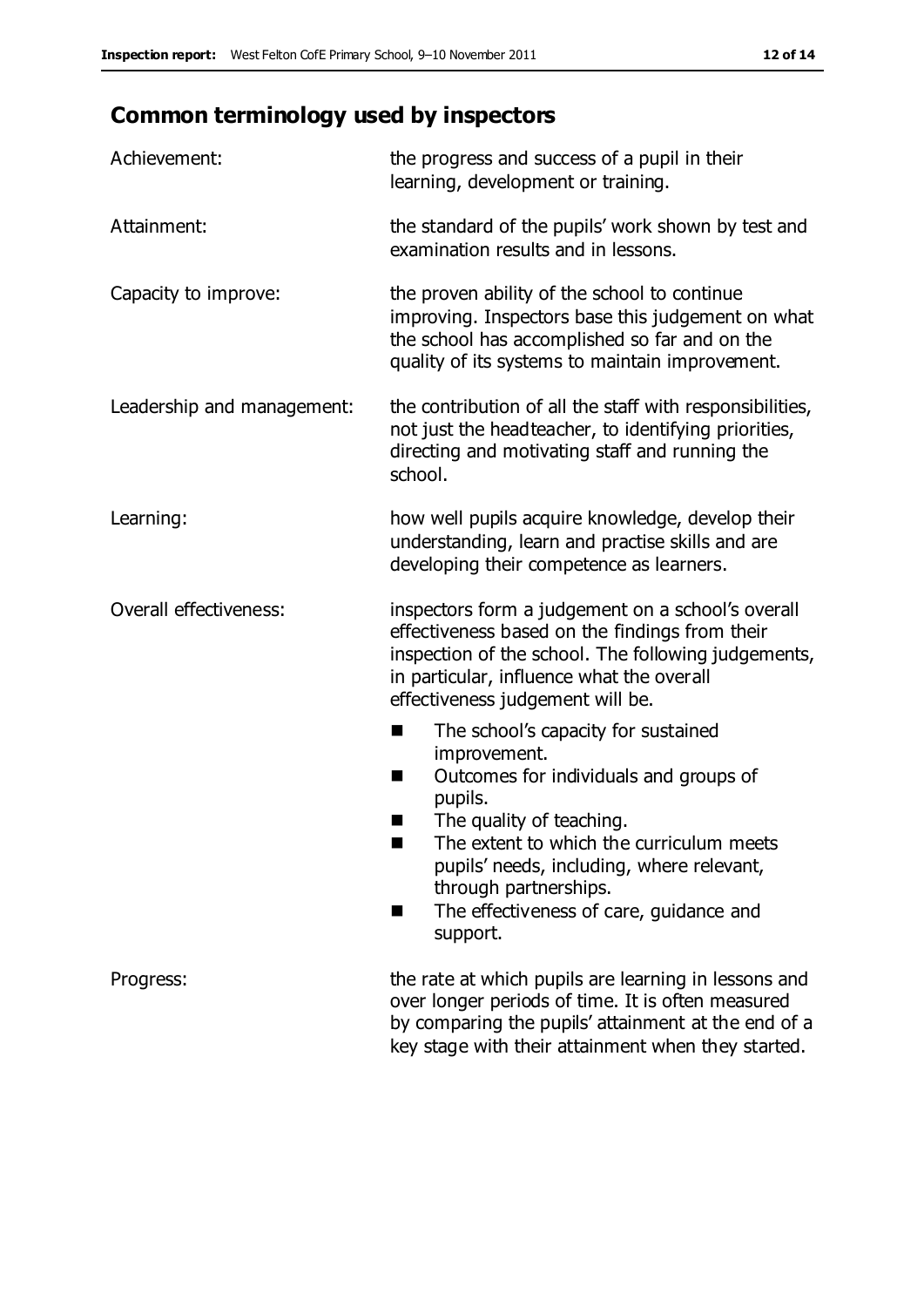## Common terminology used by inspectors

| | |
|---|---|
| Achievement: | the progress and success of a pupil in their learning, development or training. |
| Attainment: | the standard of the pupils' work shown by test and examination results and in lessons. |
| Capacity to improve: | the proven ability of the school to continue improving. Inspectors base this judgement on what the school has accomplished so far and on the quality of its systems to maintain improvement. |
| Leadership and management: | the contribution of all the staff with responsibilities, not just the headteacher, to identifying priorities, directing and motivating staff and running the school. |
| Learning: | how well pupils acquire knowledge, develop their understanding, learn and practise skills and are developing their competence as learners. |
| Overall effectiveness: | inspectors form a judgement on a school's overall effectiveness based on the findings from their inspection of the school. The following judgements, in particular, influence what the overall effectiveness judgement will be.<br>■ The school's capacity for sustained improvement.<br>■ Outcomes for individuals and groups of pupils.<br>■ The quality of teaching.<br>■ The extent to which the curriculum meets pupils' needs, including, where relevant, through partnerships.<br>■ The effectiveness of care, guidance and support. |
| Progress: | the rate at which pupils are learning in lessons and over longer periods of time. It is often measured by comparing the pupils' attainment at the end of a key stage with their attainment when they started. |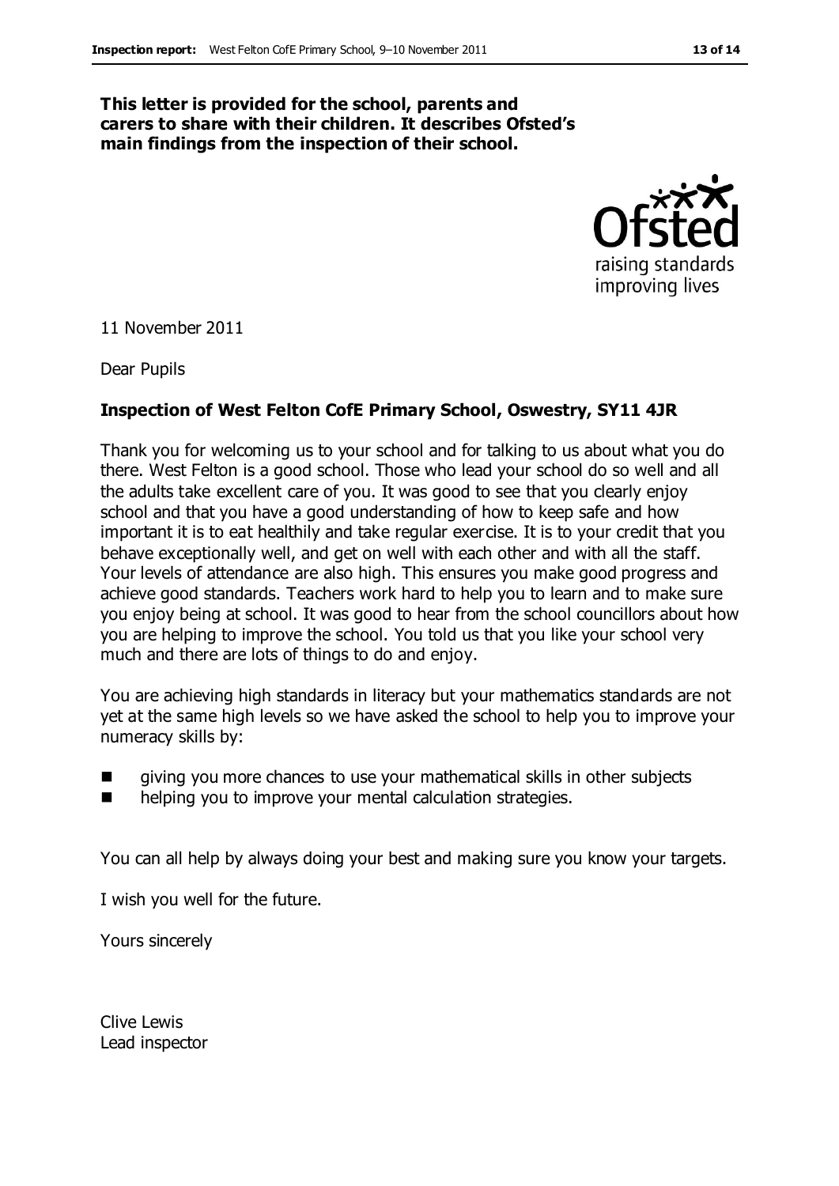**This letter is provided for the school, parents and carers to share with their children. It describes Ofsted's main findings from the inspection of their school.**

11 November 2011

Dear Pupils

**Inspection of West Felton CofE Primary School, Oswestry, SY11 4JR**

Thank you for welcoming us to your school and for talking to us about what you do there. West Felton is a good school. Those who lead your school do so well and all the adults take excellent care of you. It was good to see that you clearly enjoy school and that you have a good understanding of how to keep safe and how important it is to eat healthily and take regular exercise. It is to your credit that you behave exceptionally well, and get on well with each other and with all the staff. Your levels of attendance are also high. This ensures you make good progress and achieve good standards. Teachers work hard to help you to learn and to make sure you enjoy being at school. It was good to hear from the school councillors about how you are helping to improve the school. You told us that you like your school very much and there are lots of things to do and enjoy.

You are achieving high standards in literacy but your mathematics standards are not yet at the same high levels so we have asked the school to help you to improve your numeracy skills by:

- giving you more chances to use your mathematical skills in other subjects
- helping you to improve your mental calculation strategies.

You can all help by always doing your best and making sure you know your targets.

I wish you well for the future.

Yours sincerely

Clive Lewis
Lead inspector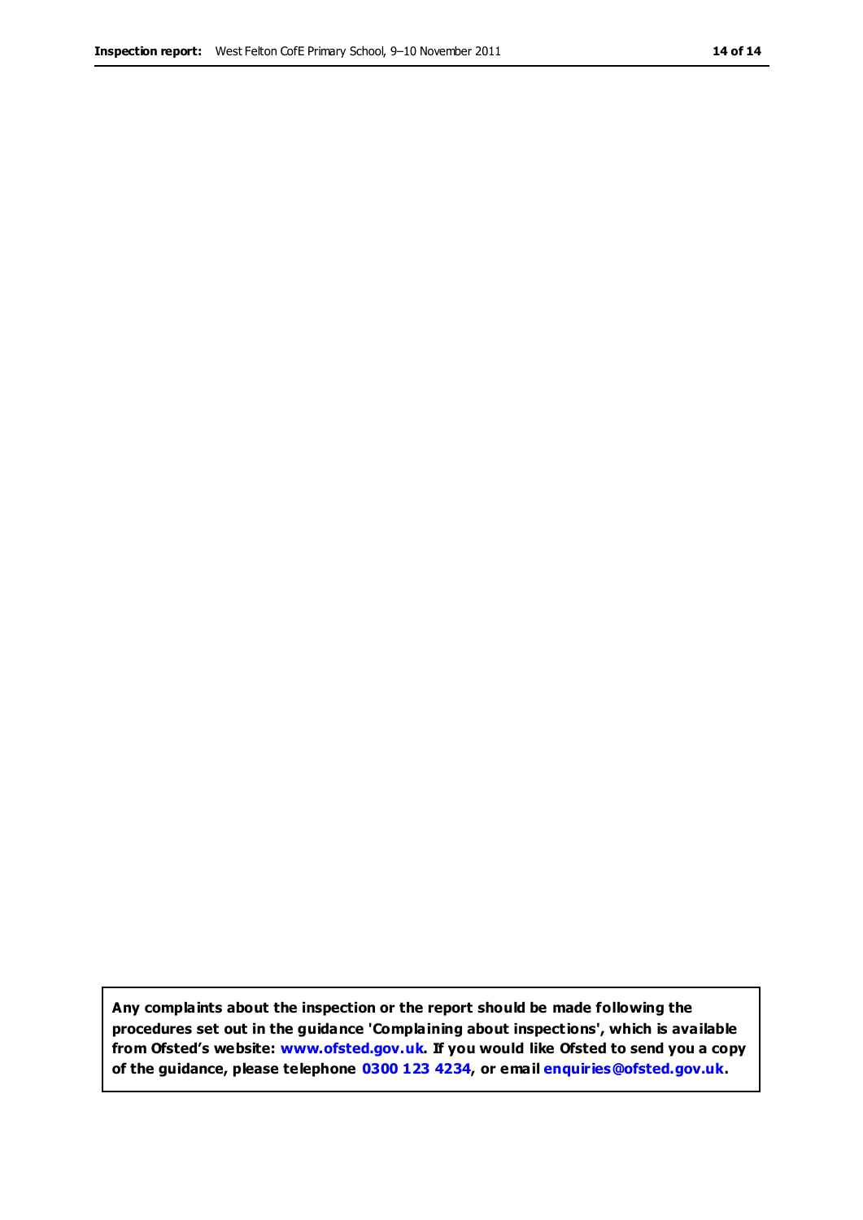**Any complaints about the inspection or the report should be made following the procedures set out in the guidance 'Complaining about inspections', which is available from Ofsted's website: www.ofsted.gov.uk. If you would like Ofsted to send you a copy of the guidance, please telephone 0300 123 4234, or email enquiries@ofsted.gov.uk.**